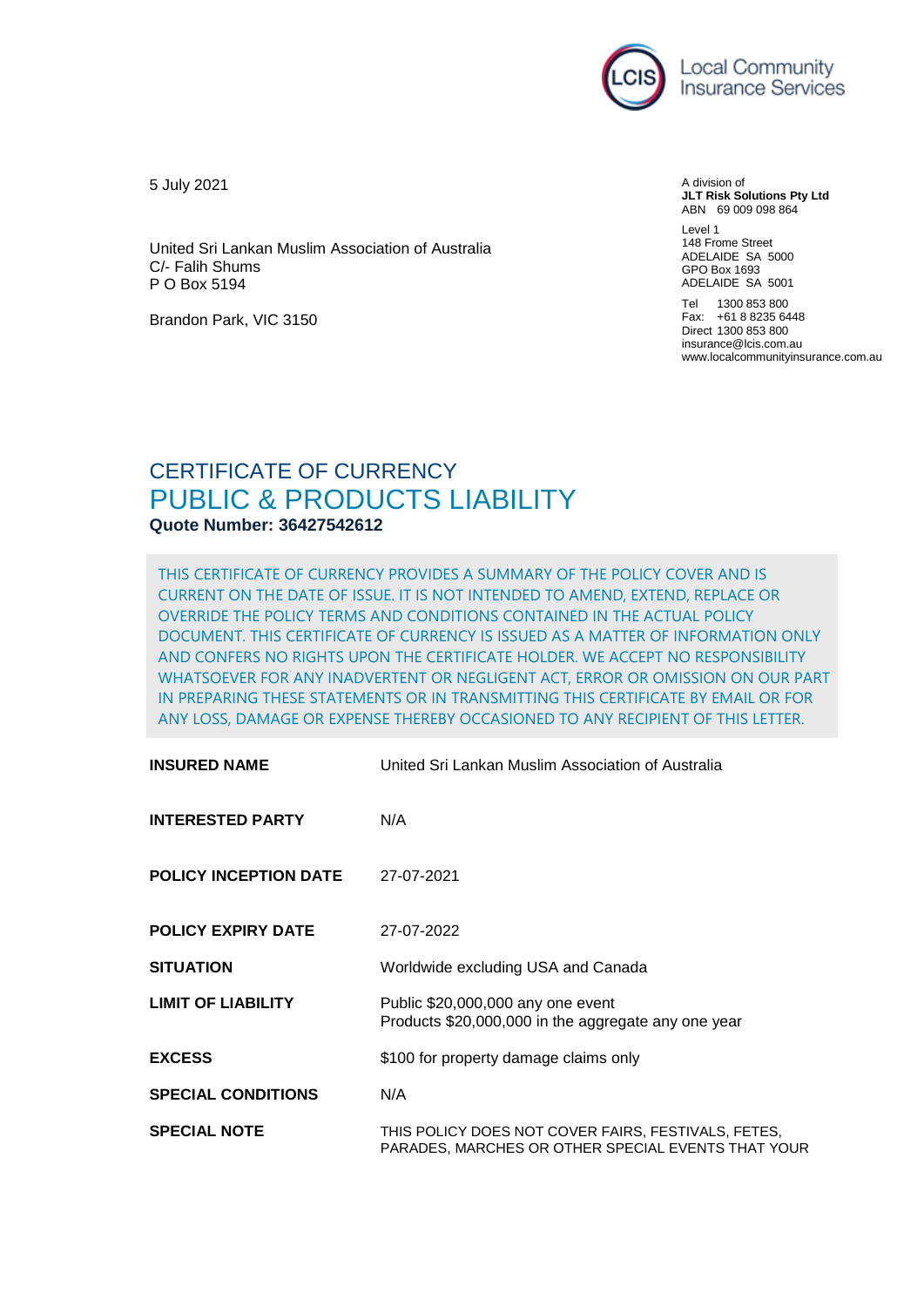Local Community Insurance Services

5 July 2021

United Sri Lankan Muslim Association of Australia
C/- Falih Shums
P O Box 5194

Brandon Park, VIC 3150

A division of
**JLT Risk Solutions Pty Ltd**
ABN 69 009 098 864

Level 1
148 Frome Street
ADELAIDE SA 5000
GPO Box 1693
ADELAIDE SA 5001

Tel 1300 853 800
Fax: +61 8 8235 6448
Direct 1300 853 800
insurance@lcis.com.au
www.localcommunityinsurance.com.au

# CERTIFICATE OF CURRENCY
# PUBLIC & PRODUCTS LIABILITY

**Quote Number: 36427542612**

THIS CERTIFICATE OF CURRENCY PROVIDES A SUMMARY OF THE POLICY COVER AND IS CURRENT ON THE DATE OF ISSUE. IT IS NOT INTENDED TO AMEND, EXTEND, REPLACE OR OVERRIDE THE POLICY TERMS AND CONDITIONS CONTAINED IN THE ACTUAL POLICY DOCUMENT. THIS CERTIFICATE OF CURRENCY IS ISSUED AS A MATTER OF INFORMATION ONLY AND CONFERS NO RIGHTS UPON THE CERTIFICATE HOLDER. WE ACCEPT NO RESPONSIBILITY WHATSOEVER FOR ANY INADVERTENT OR NEGLIGENT ACT, ERROR OR OMISSION ON OUR PART IN PREPARING THESE STATEMENTS OR IN TRANSMITTING THIS CERTIFICATE BY EMAIL OR FOR ANY LOSS, DAMAGE OR EXPENSE THEREBY OCCASIONED TO ANY RECIPIENT OF THIS LETTER.

| | |
|---|---|
| **INSURED NAME** | United Sri Lankan Muslim Association of Australia |
| **INTERESTED PARTY** | N/A |
| **POLICY INCEPTION DATE** | 27-07-2021 |
| **POLICY EXPIRY DATE** | 27-07-2022 |
| **SITUATION** | Worldwide excluding USA and Canada |
| **LIMIT OF LIABILITY** | Public $20,000,000 any one event<br>Products $20,000,000 in the aggregate any one year |
| **EXCESS** | $100 for property damage claims only |
| **SPECIAL CONDITIONS** | N/A |
| **SPECIAL NOTE** | THIS POLICY DOES NOT COVER FAIRS, FESTIVALS, FETES, PARADES, MARCHES OR OTHER SPECIAL EVENTS THAT YOUR |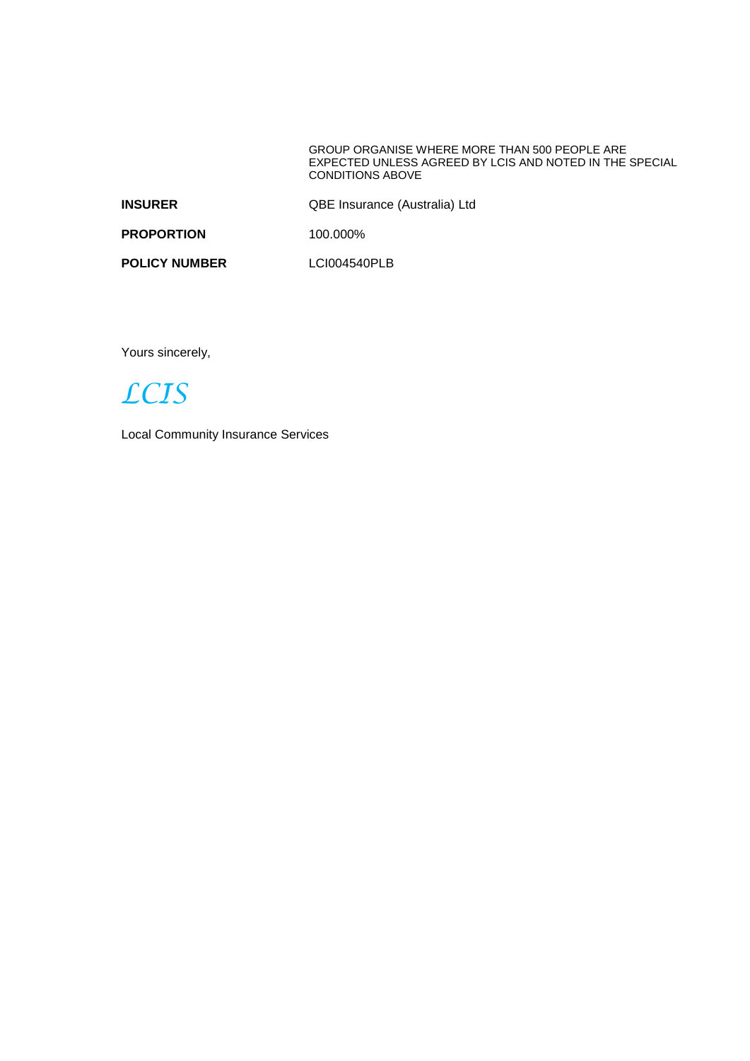| | |
|---|---|
| | GROUP ORGANISE WHERE MORE THAN 500 PEOPLE ARE EXPECTED UNLESS AGREED BY LCIS AND NOTED IN THE SPECIAL CONDITIONS ABOVE |
| **INSURER** | QBE Insurance (Australia) Ltd |
| **PROPORTION** | 100.000% |
| **POLICY NUMBER** | LCI004540PLB |

Yours sincerely,

*LCIS*

Local Community Insurance Services